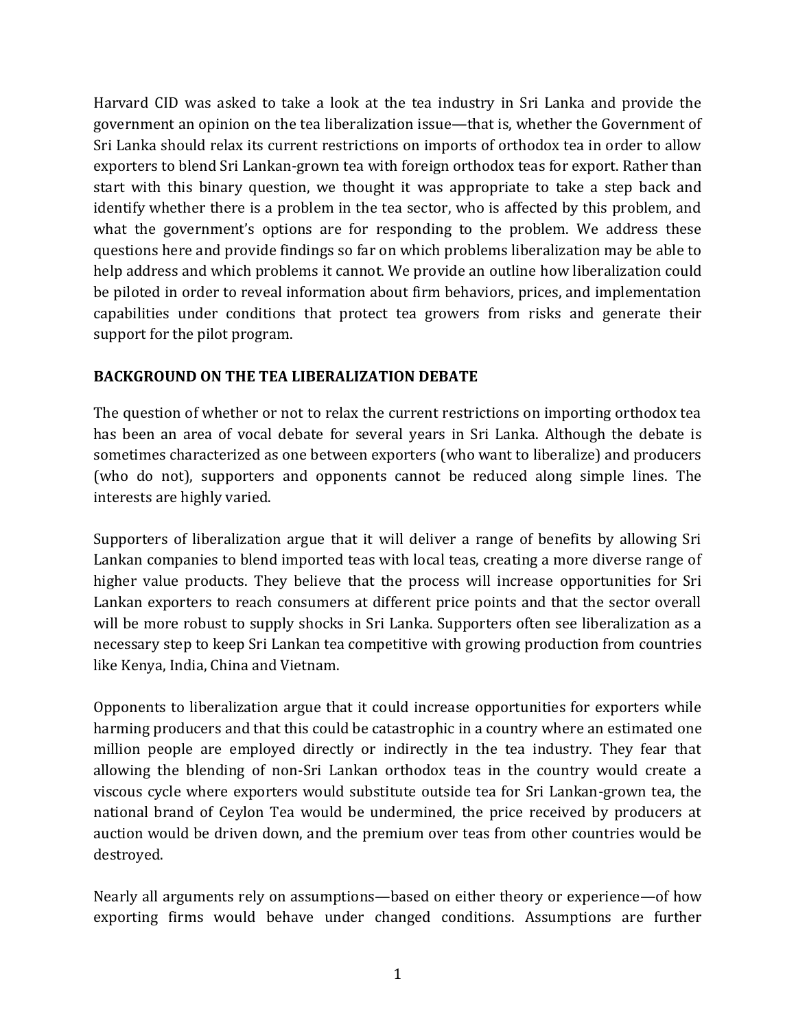Harvard CID was asked to take a look at the tea industry in Sri Lanka and provide the government an opinion on the tea liberalization issue—that is, whether the Government of Sri Lanka should relax its current restrictions on imports of orthodox tea in order to allow exporters to blend Sri Lankan-grown tea with foreign orthodox teas for export. Rather than start with this binary question, we thought it was appropriate to take a step back and identify whether there is a problem in the tea sector, who is affected by this problem, and what the government's options are for responding to the problem. We address these questions here and provide findings so far on which problems liberalization may be able to help address and which problems it cannot. We provide an outline how liberalization could be piloted in order to reveal information about firm behaviors, prices, and implementation capabilities under conditions that protect tea growers from risks and generate their support for the pilot program.

## BACKGROUND ON THE TEA LIBERALIZATION DEBATE

The question of whether or not to relax the current restrictions on importing orthodox tea has been an area of vocal debate for several years in Sri Lanka. Although the debate is sometimes characterized as one between exporters (who want to liberalize) and producers (who do not), supporters and opponents cannot be reduced along simple lines. The interests are highly varied.

Supporters of liberalization argue that it will deliver a range of benefits by allowing Sri Lankan companies to blend imported teas with local teas, creating a more diverse range of higher value products. They believe that the process will increase opportunities for Sri Lankan exporters to reach consumers at different price points and that the sector overall will be more robust to supply shocks in Sri Lanka. Supporters often see liberalization as a necessary step to keep Sri Lankan tea competitive with growing production from countries like Kenya, India, China and Vietnam.

Opponents to liberalization argue that it could increase opportunities for exporters while harming producers and that this could be catastrophic in a country where an estimated one million people are employed directly or indirectly in the tea industry. They fear that allowing the blending of non-Sri Lankan orthodox teas in the country would create a viscous cycle where exporters would substitute outside tea for Sri Lankan-grown tea, the national brand of Ceylon Tea would be undermined, the price received by producers at auction would be driven down, and the premium over teas from other countries would be destroyed.

Nearly all arguments rely on assumptions—based on either theory or experience—of how exporting firms would behave under changed conditions. Assumptions are further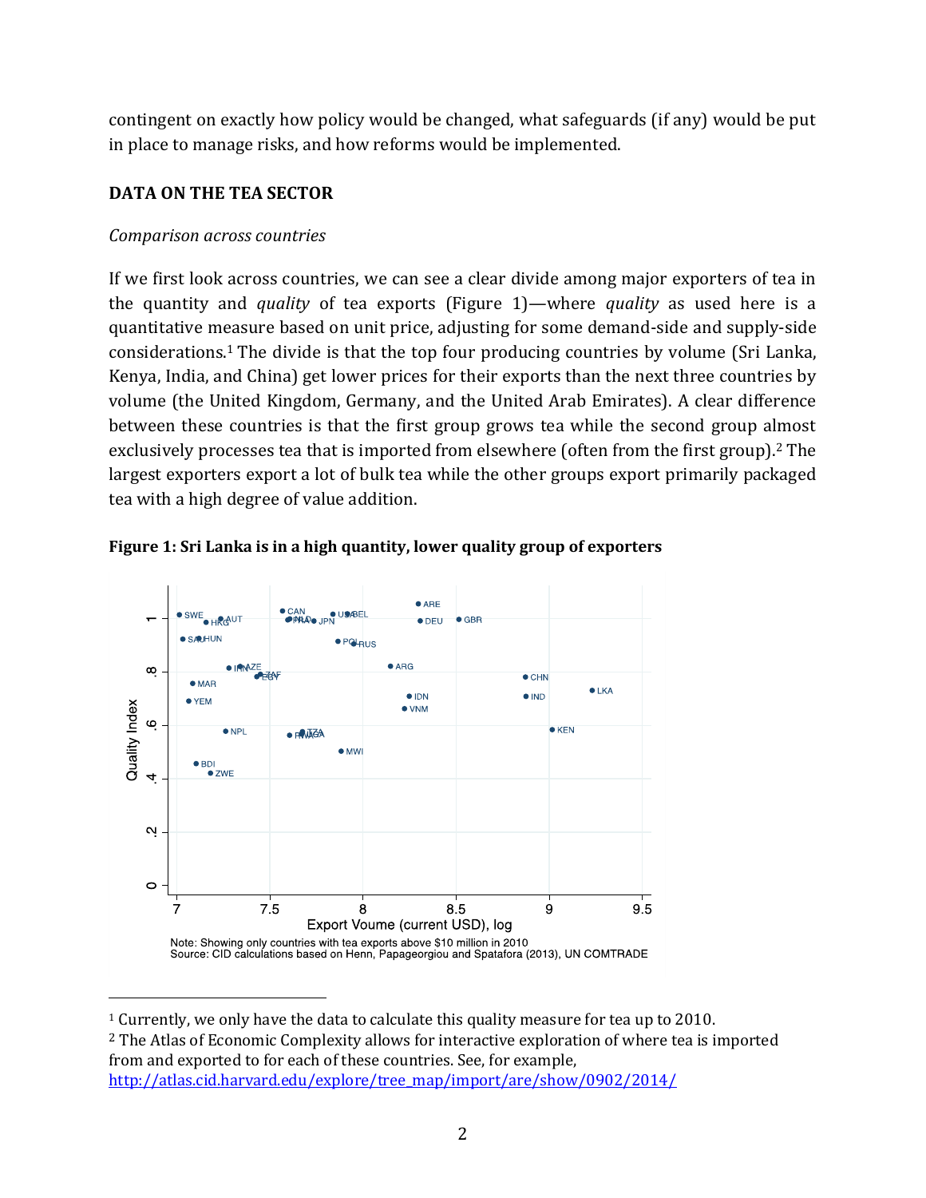contingent on exactly how policy would be changed, what safeguards (if any) would be put in place to manage risks, and how reforms would be implemented.

## DATA ON THE TEA SECTOR

### *Comparison across countries*

If we first look across countries, we can see a clear divide among major exporters of tea in the quantity and *quality* of tea exports (Figure 1)—where *quality* as used here is a quantitative measure based on unit price, adjusting for some demand-side and supply-side considerations.[1] The divide is that the top four producing countries by volume (Sri Lanka, Kenya, India, and China) get lower prices for their exports than the next three countries by volume (the United Kingdom, Germany, and the United Arab Emirates). A clear difference between these countries is that the first group grows tea while the second group almost exclusively processes tea that is imported from elsewhere (often from the first group).[2] The largest exporters export a lot of bulk tea while the other groups export primarily packaged tea with a high degree of value addition.

**Figure 1: Sri Lanka is in a high quantity, lower quality group of exporters**

Note: Showing only countries with tea exports above $10 million in 2010
Source: CID calculations based on Henn, Papageorgiou and Spatafora (2013), UN COMTRADE

[1] Currently, we only have the data to calculate this quality measure for tea up to 2010.

[2] The Atlas of Economic Complexity allows for interactive exploration of where tea is imported from and exported to for each of these countries. See, for example, http://atlas.cid.harvard.edu/explore/tree_map/import/are/show/0902/2014/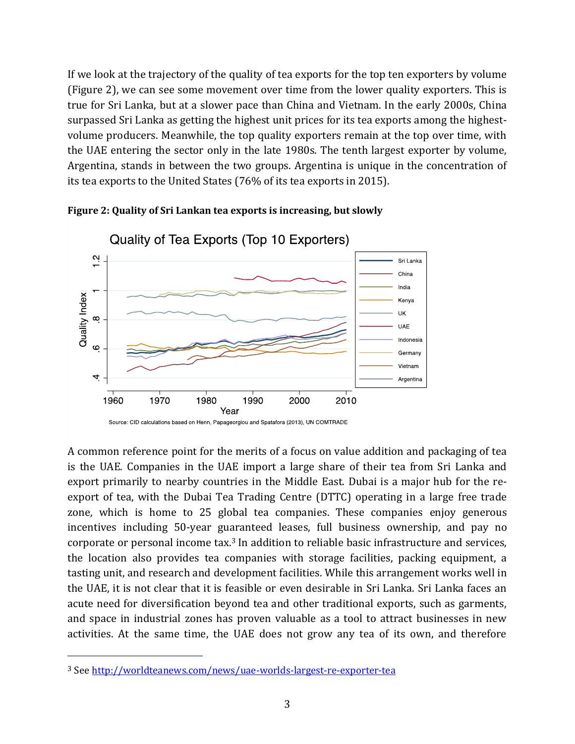If we look at the trajectory of the quality of tea exports for the top ten exporters by volume (Figure 2), we can see some movement over time from the lower quality exporters. This is true for Sri Lanka, but at a slower pace than China and Vietnam. In the early 2000s, China surpassed Sri Lanka as getting the highest unit prices for its tea exports among the highest-volume producers. Meanwhile, the top quality exporters remain at the top over time, with the UAE entering the sector only in the late 1980s. The tenth largest exporter by volume, Argentina, stands in between the two groups. Argentina is unique in the concentration of its tea exports to the United States (76% of its tea exports in 2015).

**Figure 2: Quality of Sri Lankan tea exports is increasing, but slowly**

Source: CID calculations based on Henn, Papageorgiou and Spatafora (2013), UN COMTRADE

A common reference point for the merits of a focus on value addition and packaging of tea is the UAE. Companies in the UAE import a large share of their tea from Sri Lanka and export primarily to nearby countries in the Middle East. Dubai is a major hub for the re-export of tea, with the Dubai Tea Trading Centre (DTTC) operating in a large free trade zone, which is home to 25 global tea companies. These companies enjoy generous incentives including 50-year guaranteed leases, full business ownership, and pay no corporate or personal income tax.[3] In addition to reliable basic infrastructure and services, the location also provides tea companies with storage facilities, packing equipment, a tasting unit, and research and development facilities. While this arrangement works well in the UAE, it is not clear that it is feasible or even desirable in Sri Lanka. Sri Lanka faces an acute need for diversification beyond tea and other traditional exports, such as garments, and space in industrial zones has proven valuable as a tool to attract businesses in new activities. At the same time, the UAE does not grow any tea of its own, and therefore

[3] See http://worldteanews.com/news/uae-worlds-largest-re-exporter-tea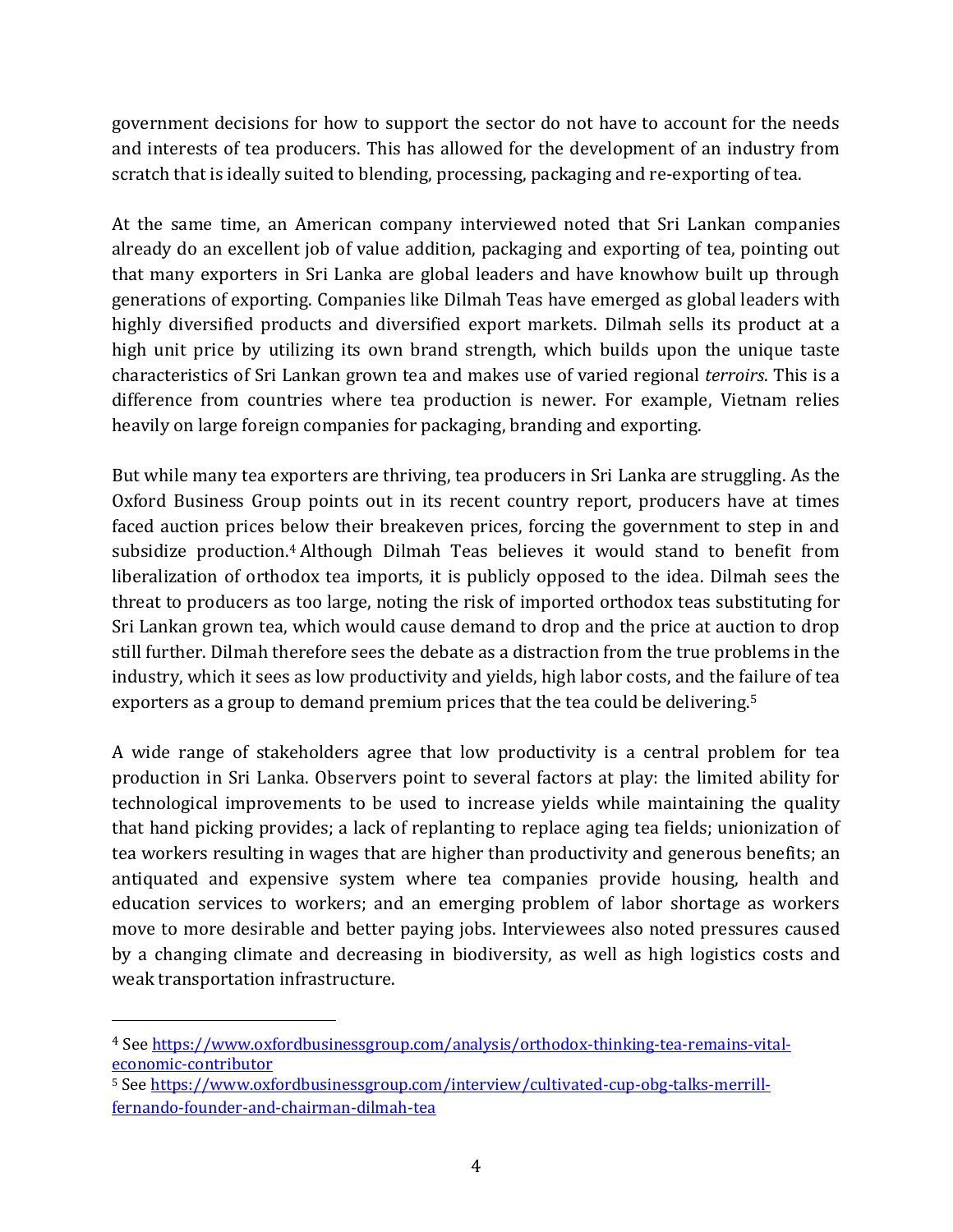government decisions for how to support the sector do not have to account for the needs and interests of tea producers. This has allowed for the development of an industry from scratch that is ideally suited to blending, processing, packaging and re-exporting of tea.

At the same time, an American company interviewed noted that Sri Lankan companies already do an excellent job of value addition, packaging and exporting of tea, pointing out that many exporters in Sri Lanka are global leaders and have knowhow built up through generations of exporting. Companies like Dilmah Teas have emerged as global leaders with highly diversified products and diversified export markets. Dilmah sells its product at a high unit price by utilizing its own brand strength, which builds upon the unique taste characteristics of Sri Lankan grown tea and makes use of varied regional *terroirs*. This is a difference from countries where tea production is newer. For example, Vietnam relies heavily on large foreign companies for packaging, branding and exporting.

But while many tea exporters are thriving, tea producers in Sri Lanka are struggling. As the Oxford Business Group points out in its recent country report, producers have at times faced auction prices below their breakeven prices, forcing the government to step in and subsidize production.[4] Although Dilmah Teas believes it would stand to benefit from liberalization of orthodox tea imports, it is publicly opposed to the idea. Dilmah sees the threat to producers as too large, noting the risk of imported orthodox teas substituting for Sri Lankan grown tea, which would cause demand to drop and the price at auction to drop still further. Dilmah therefore sees the debate as a distraction from the true problems in the industry, which it sees as low productivity and yields, high labor costs, and the failure of tea exporters as a group to demand premium prices that the tea could be delivering.[5]

A wide range of stakeholders agree that low productivity is a central problem for tea production in Sri Lanka. Observers point to several factors at play: the limited ability for technological improvements to be used to increase yields while maintaining the quality that hand picking provides; a lack of replanting to replace aging tea fields; unionization of tea workers resulting in wages that are higher than productivity and generous benefits; an antiquated and expensive system where tea companies provide housing, health and education services to workers; and an emerging problem of labor shortage as workers move to more desirable and better paying jobs. Interviewees also noted pressures caused by a changing climate and decreasing in biodiversity, as well as high logistics costs and weak transportation infrastructure.

---

[4] See https://www.oxfordbusinessgroup.com/analysis/orthodox-thinking-tea-remains-vital-economic-contributor

[5] See https://www.oxfordbusinessgroup.com/interview/cultivated-cup-obg-talks-merrill-fernando-founder-and-chairman-dilmah-tea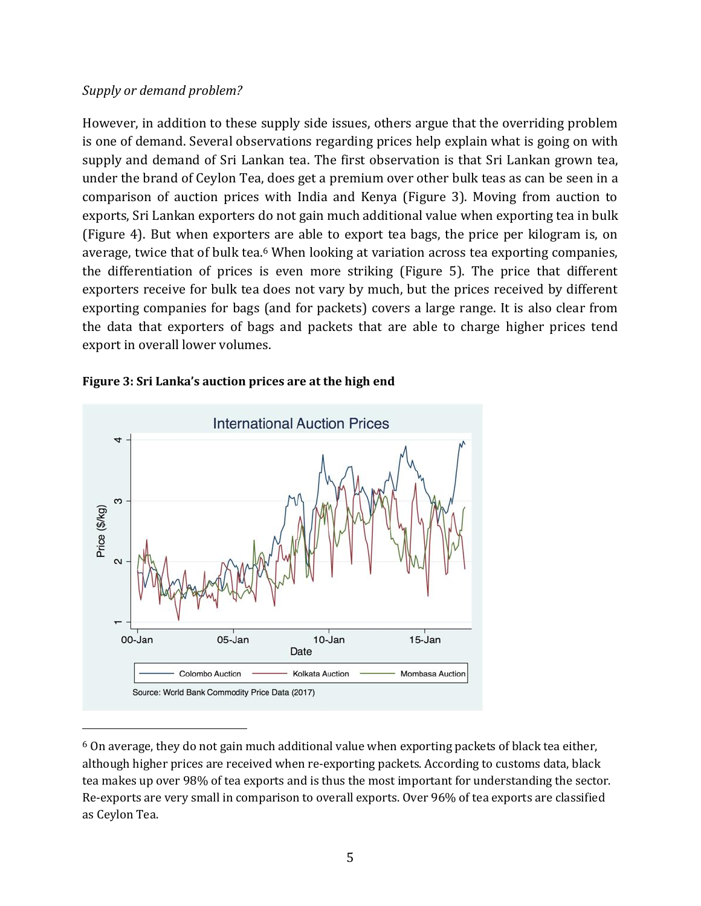*Supply or demand problem?*

However, in addition to these supply side issues, others argue that the overriding problem is one of demand. Several observations regarding prices help explain what is going on with supply and demand of Sri Lankan tea. The first observation is that Sri Lankan grown tea, under the brand of Ceylon Tea, does get a premium over other bulk teas as can be seen in a comparison of auction prices with India and Kenya (Figure 3). Moving from auction to exports, Sri Lankan exporters do not gain much additional value when exporting tea in bulk (Figure 4). But when exporters are able to export tea bags, the price per kilogram is, on average, twice that of bulk tea.[6] When looking at variation across tea exporting companies, the differentiation of prices is even more striking (Figure 5). The price that different exporters receive for bulk tea does not vary by much, but the prices received by different exporting companies for bags (and for packets) covers a large range. It is also clear from the data that exporters of bags and packets that are able to charge higher prices tend export in overall lower volumes.

**Figure 3: Sri Lanka's auction prices are at the high end**

International Auction Prices

Source: World Bank Commodity Price Data (2017)

[6] On average, they do not gain much additional value when exporting packets of black tea either, although higher prices are received when re-exporting packets. According to customs data, black tea makes up over 98% of tea exports and is thus the most important for understanding the sector. Re-exports are very small in comparison to overall exports. Over 96% of tea exports are classified as Ceylon Tea.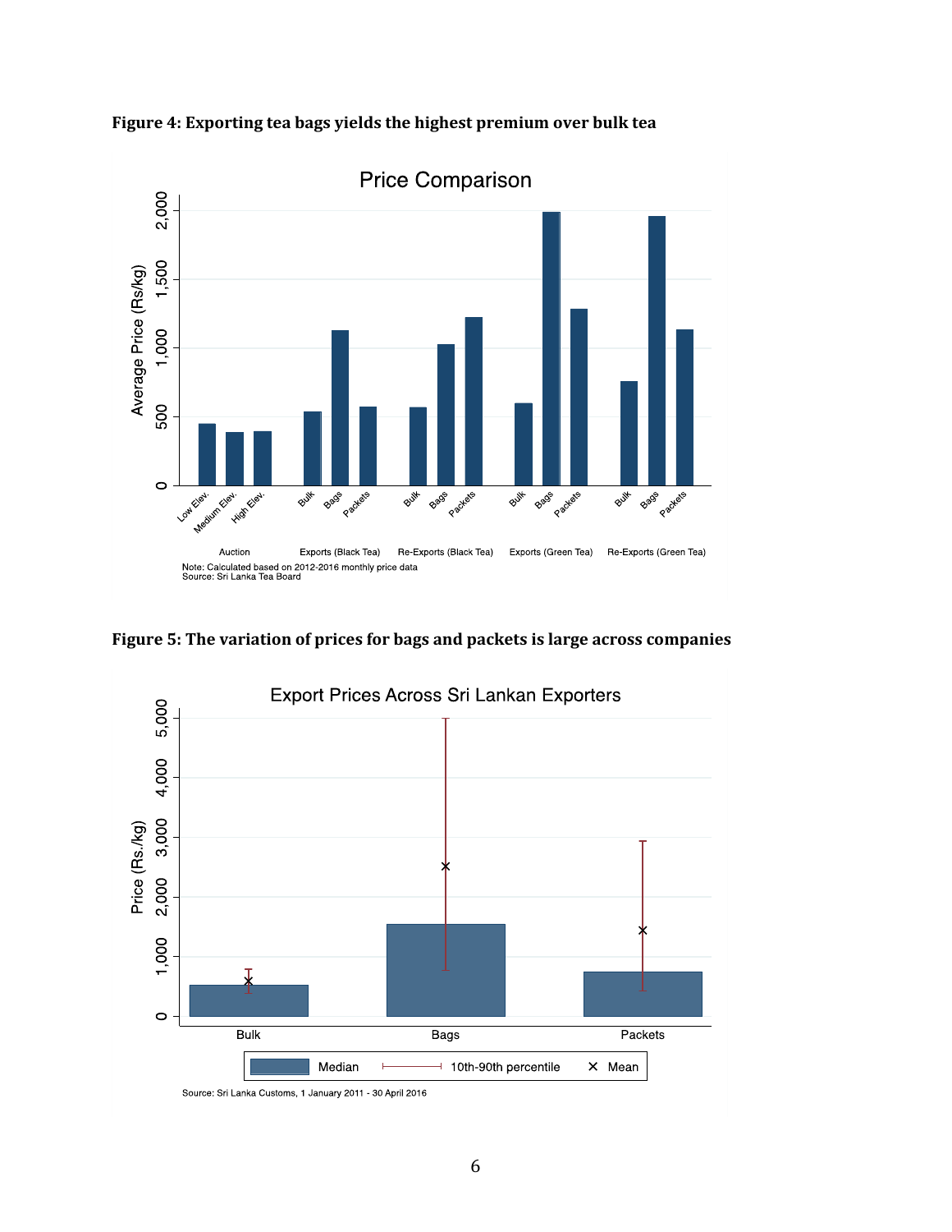**Figure 4: Exporting tea bags yields the highest premium over bulk tea**

**Figure 5: The variation of prices for bags and packets is large across companies**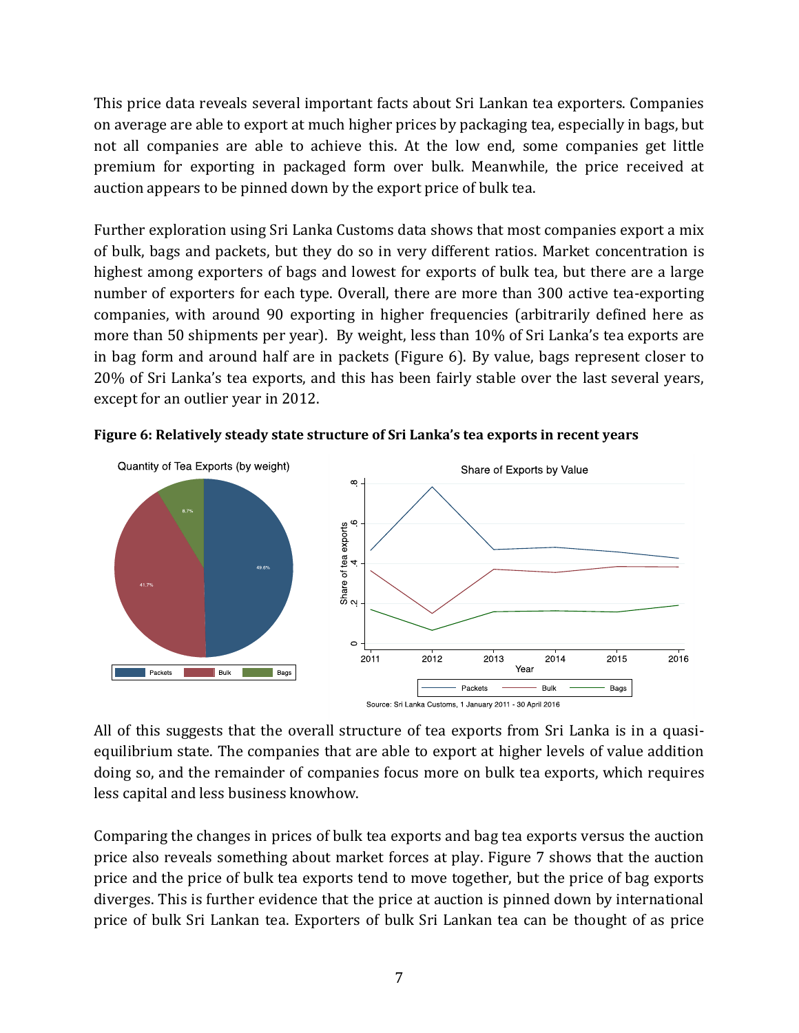This price data reveals several important facts about Sri Lankan tea exporters. Companies on average are able to export at much higher prices by packaging tea, especially in bags, but not all companies are able to achieve this. At the low end, some companies get little premium for exporting in packaged form over bulk. Meanwhile, the price received at auction appears to be pinned down by the export price of bulk tea.

Further exploration using Sri Lanka Customs data shows that most companies export a mix of bulk, bags and packets, but they do so in very different ratios. Market concentration is highest among exporters of bags and lowest for exports of bulk tea, but there are a large number of exporters for each type. Overall, there are more than 300 active tea-exporting companies, with around 90 exporting in higher frequencies (arbitrarily defined here as more than 50 shipments per year). By weight, less than 10% of Sri Lanka's tea exports are in bag form and around half are in packets (Figure 6). By value, bags represent closer to 20% of Sri Lanka's tea exports, and this has been fairly stable over the last several years, except for an outlier year in 2012.

**Figure 6: Relatively steady state structure of Sri Lanka's tea exports in recent years**

Source: Sri Lanka Customs, 1 January 2011 - 30 April 2016

All of this suggests that the overall structure of tea exports from Sri Lanka is in a quasi-equilibrium state. The companies that are able to export at higher levels of value addition doing so, and the remainder of companies focus more on bulk tea exports, which requires less capital and less business knowhow.

Comparing the changes in prices of bulk tea exports and bag tea exports versus the auction price also reveals something about market forces at play. Figure 7 shows that the auction price and the price of bulk tea exports tend to move together, but the price of bag exports diverges. This is further evidence that the price at auction is pinned down by international price of bulk Sri Lankan tea. Exporters of bulk Sri Lankan tea can be thought of as price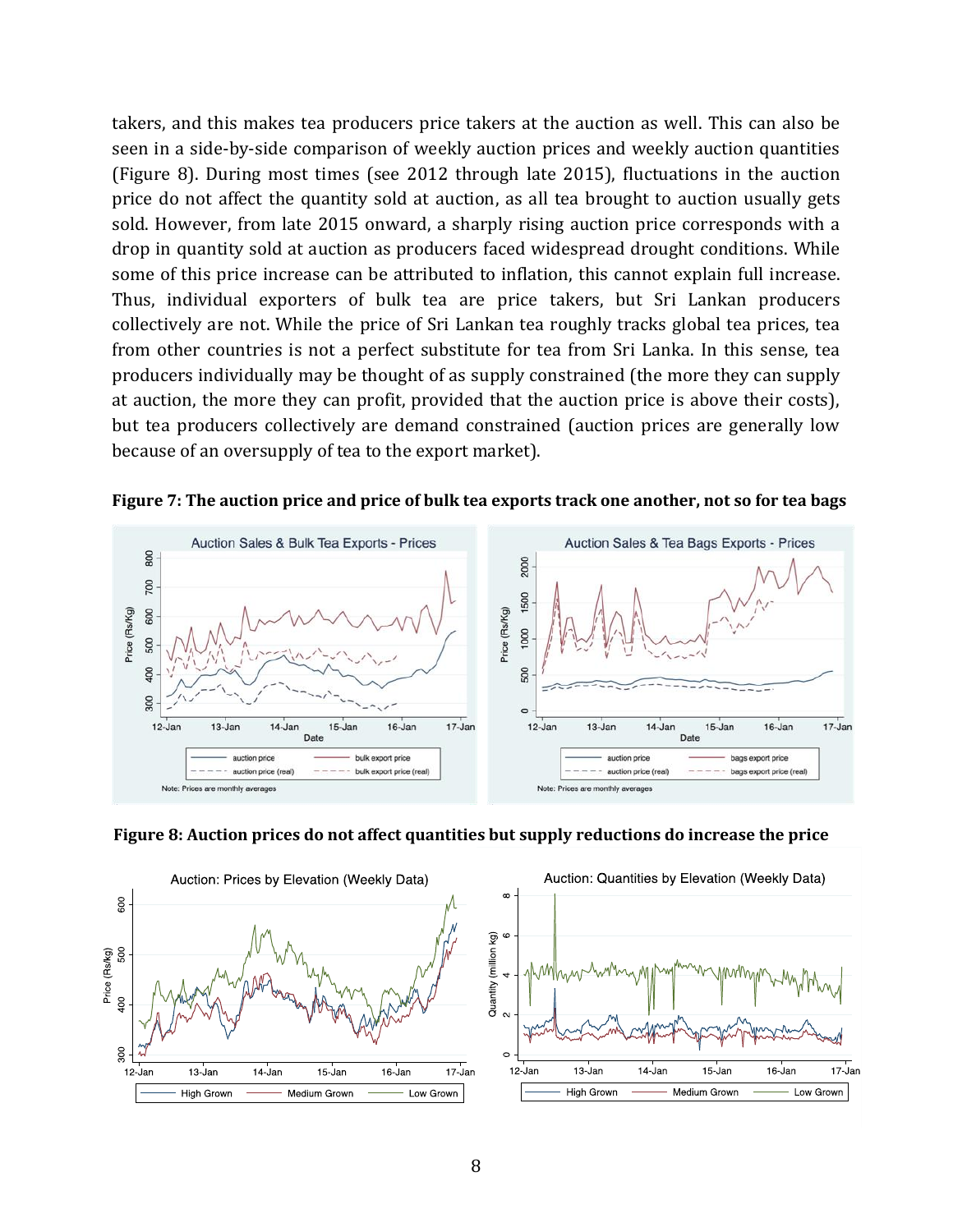takers, and this makes tea producers price takers at the auction as well. This can also be seen in a side-by-side comparison of weekly auction prices and weekly auction quantities (Figure 8). During most times (see 2012 through late 2015), fluctuations in the auction price do not affect the quantity sold at auction, as all tea brought to auction usually gets sold. However, from late 2015 onward, a sharply rising auction price corresponds with a drop in quantity sold at auction as producers faced widespread drought conditions. While some of this price increase can be attributed to inflation, this cannot explain full increase. Thus, individual exporters of bulk tea are price takers, but Sri Lankan producers collectively are not. While the price of Sri Lankan tea roughly tracks global tea prices, tea from other countries is not a perfect substitute for tea from Sri Lanka. In this sense, tea producers individually may be thought of as supply constrained (the more they can supply at auction, the more they can profit, provided that the auction price is above their costs), but tea producers collectively are demand constrained (auction prices are generally low because of an oversupply of tea to the export market).

**Figure 7: The auction price and price of bulk tea exports track one another, not so for tea bags**

**Figure 8: Auction prices do not affect quantities but supply reductions do increase the price**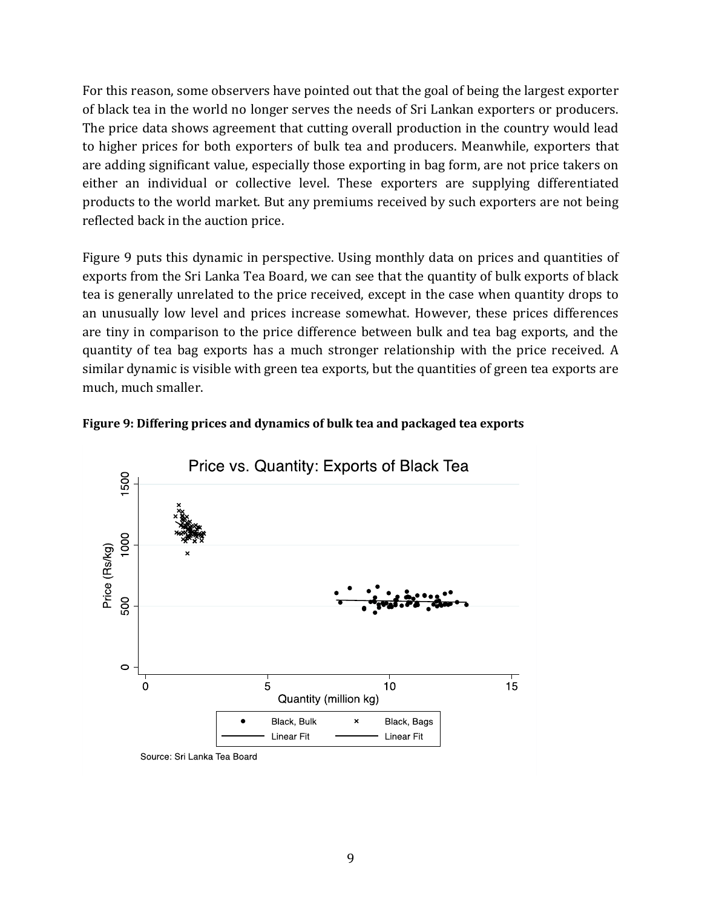For this reason, some observers have pointed out that the goal of being the largest exporter of black tea in the world no longer serves the needs of Sri Lankan exporters or producers. The price data shows agreement that cutting overall production in the country would lead to higher prices for both exporters of bulk tea and producers. Meanwhile, exporters that are adding significant value, especially those exporting in bag form, are not price takers on either an individual or collective level. These exporters are supplying differentiated products to the world market. But any premiums received by such exporters are not being reflected back in the auction price.

Figure 9 puts this dynamic in perspective. Using monthly data on prices and quantities of exports from the Sri Lanka Tea Board, we can see that the quantity of bulk exports of black tea is generally unrelated to the price received, except in the case when quantity drops to an unusually low level and prices increase somewhat. However, these prices differences are tiny in comparison to the price difference between bulk and tea bag exports, and the quantity of tea bag exports has a much stronger relationship with the price received. A similar dynamic is visible with green tea exports, but the quantities of green tea exports are much, much smaller.

**Figure 9: Differing prices and dynamics of bulk tea and packaged tea exports**

Price vs. Quantity: Exports of Black Tea

Source: Sri Lanka Tea Board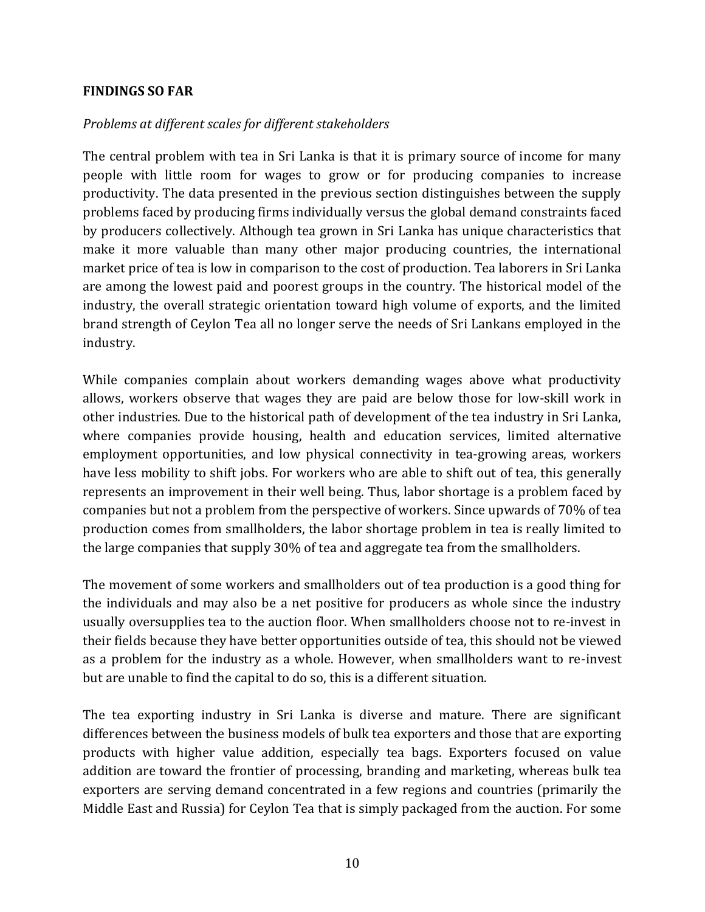## FINDINGS SO FAR

*Problems at different scales for different stakeholders*

The central problem with tea in Sri Lanka is that it is primary source of income for many people with little room for wages to grow or for producing companies to increase productivity. The data presented in the previous section distinguishes between the supply problems faced by producing firms individually versus the global demand constraints faced by producers collectively. Although tea grown in Sri Lanka has unique characteristics that make it more valuable than many other major producing countries, the international market price of tea is low in comparison to the cost of production. Tea laborers in Sri Lanka are among the lowest paid and poorest groups in the country. The historical model of the industry, the overall strategic orientation toward high volume of exports, and the limited brand strength of Ceylon Tea all no longer serve the needs of Sri Lankans employed in the industry.

While companies complain about workers demanding wages above what productivity allows, workers observe that wages they are paid are below those for low-skill work in other industries. Due to the historical path of development of the tea industry in Sri Lanka, where companies provide housing, health and education services, limited alternative employment opportunities, and low physical connectivity in tea-growing areas, workers have less mobility to shift jobs. For workers who are able to shift out of tea, this generally represents an improvement in their well being. Thus, labor shortage is a problem faced by companies but not a problem from the perspective of workers. Since upwards of 70% of tea production comes from smallholders, the labor shortage problem in tea is really limited to the large companies that supply 30% of tea and aggregate tea from the smallholders.

The movement of some workers and smallholders out of tea production is a good thing for the individuals and may also be a net positive for producers as whole since the industry usually oversupplies tea to the auction floor. When smallholders choose not to re-invest in their fields because they have better opportunities outside of tea, this should not be viewed as a problem for the industry as a whole. However, when smallholders want to re-invest but are unable to find the capital to do so, this is a different situation.

The tea exporting industry in Sri Lanka is diverse and mature. There are significant differences between the business models of bulk tea exporters and those that are exporting products with higher value addition, especially tea bags. Exporters focused on value addition are toward the frontier of processing, branding and marketing, whereas bulk tea exporters are serving demand concentrated in a few regions and countries (primarily the Middle East and Russia) for Ceylon Tea that is simply packaged from the auction. For some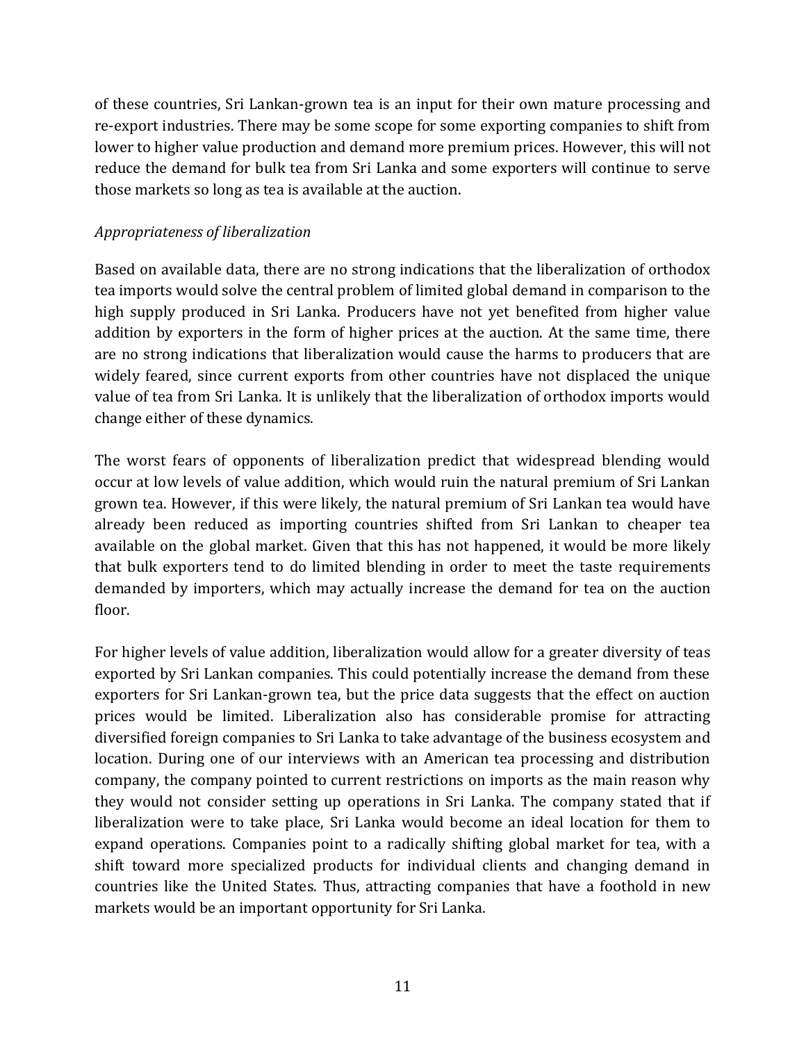of these countries, Sri Lankan-grown tea is an input for their own mature processing and re-export industries. There may be some scope for some exporting companies to shift from lower to higher value production and demand more premium prices. However, this will not reduce the demand for bulk tea from Sri Lanka and some exporters will continue to serve those markets so long as tea is available at the auction.

*Appropriateness of liberalization*

Based on available data, there are no strong indications that the liberalization of orthodox tea imports would solve the central problem of limited global demand in comparison to the high supply produced in Sri Lanka. Producers have not yet benefited from higher value addition by exporters in the form of higher prices at the auction. At the same time, there are no strong indications that liberalization would cause the harms to producers that are widely feared, since current exports from other countries have not displaced the unique value of tea from Sri Lanka. It is unlikely that the liberalization of orthodox imports would change either of these dynamics.

The worst fears of opponents of liberalization predict that widespread blending would occur at low levels of value addition, which would ruin the natural premium of Sri Lankan grown tea. However, if this were likely, the natural premium of Sri Lankan tea would have already been reduced as importing countries shifted from Sri Lankan to cheaper tea available on the global market. Given that this has not happened, it would be more likely that bulk exporters tend to do limited blending in order to meet the taste requirements demanded by importers, which may actually increase the demand for tea on the auction floor.

For higher levels of value addition, liberalization would allow for a greater diversity of teas exported by Sri Lankan companies. This could potentially increase the demand from these exporters for Sri Lankan-grown tea, but the price data suggests that the effect on auction prices would be limited. Liberalization also has considerable promise for attracting diversified foreign companies to Sri Lanka to take advantage of the business ecosystem and location. During one of our interviews with an American tea processing and distribution company, the company pointed to current restrictions on imports as the main reason why they would not consider setting up operations in Sri Lanka. The company stated that if liberalization were to take place, Sri Lanka would become an ideal location for them to expand operations. Companies point to a radically shifting global market for tea, with a shift toward more specialized products for individual clients and changing demand in countries like the United States. Thus, attracting companies that have a foothold in new markets would be an important opportunity for Sri Lanka.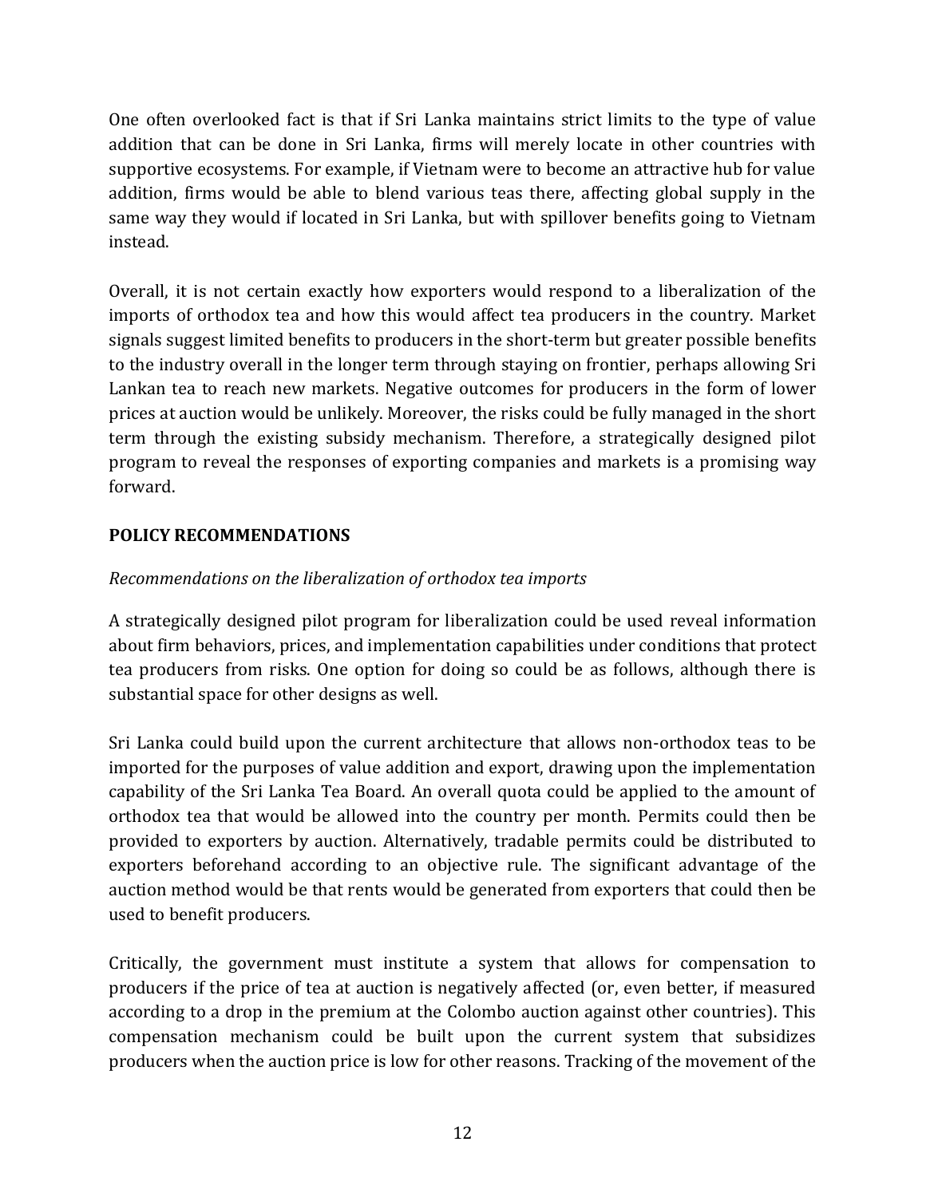One often overlooked fact is that if Sri Lanka maintains strict limits to the type of value addition that can be done in Sri Lanka, firms will merely locate in other countries with supportive ecosystems. For example, if Vietnam were to become an attractive hub for value addition, firms would be able to blend various teas there, affecting global supply in the same way they would if located in Sri Lanka, but with spillover benefits going to Vietnam instead.

Overall, it is not certain exactly how exporters would respond to a liberalization of the imports of orthodox tea and how this would affect tea producers in the country. Market signals suggest limited benefits to producers in the short-term but greater possible benefits to the industry overall in the longer term through staying on frontier, perhaps allowing Sri Lankan tea to reach new markets. Negative outcomes for producers in the form of lower prices at auction would be unlikely. Moreover, the risks could be fully managed in the short term through the existing subsidy mechanism. Therefore, a strategically designed pilot program to reveal the responses of exporting companies and markets is a promising way forward.

## POLICY RECOMMENDATIONS

*Recommendations on the liberalization of orthodox tea imports*

A strategically designed pilot program for liberalization could be used reveal information about firm behaviors, prices, and implementation capabilities under conditions that protect tea producers from risks. One option for doing so could be as follows, although there is substantial space for other designs as well.

Sri Lanka could build upon the current architecture that allows non-orthodox teas to be imported for the purposes of value addition and export, drawing upon the implementation capability of the Sri Lanka Tea Board. An overall quota could be applied to the amount of orthodox tea that would be allowed into the country per month. Permits could then be provided to exporters by auction. Alternatively, tradable permits could be distributed to exporters beforehand according to an objective rule. The significant advantage of the auction method would be that rents would be generated from exporters that could then be used to benefit producers.

Critically, the government must institute a system that allows for compensation to producers if the price of tea at auction is negatively affected (or, even better, if measured according to a drop in the premium at the Colombo auction against other countries). This compensation mechanism could be built upon the current system that subsidizes producers when the auction price is low for other reasons. Tracking of the movement of the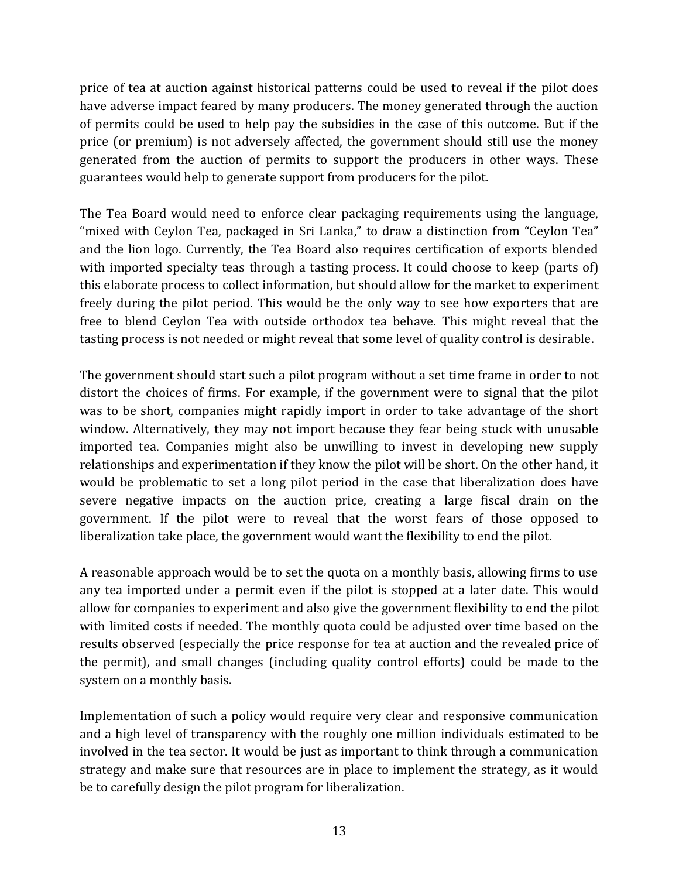price of tea at auction against historical patterns could be used to reveal if the pilot does have adverse impact feared by many producers. The money generated through the auction of permits could be used to help pay the subsidies in the case of this outcome. But if the price (or premium) is not adversely affected, the government should still use the money generated from the auction of permits to support the producers in other ways. These guarantees would help to generate support from producers for the pilot.

The Tea Board would need to enforce clear packaging requirements using the language, "mixed with Ceylon Tea, packaged in Sri Lanka," to draw a distinction from "Ceylon Tea" and the lion logo. Currently, the Tea Board also requires certification of exports blended with imported specialty teas through a tasting process. It could choose to keep (parts of) this elaborate process to collect information, but should allow for the market to experiment freely during the pilot period. This would be the only way to see how exporters that are free to blend Ceylon Tea with outside orthodox tea behave. This might reveal that the tasting process is not needed or might reveal that some level of quality control is desirable.

The government should start such a pilot program without a set time frame in order to not distort the choices of firms. For example, if the government were to signal that the pilot was to be short, companies might rapidly import in order to take advantage of the short window. Alternatively, they may not import because they fear being stuck with unusable imported tea. Companies might also be unwilling to invest in developing new supply relationships and experimentation if they know the pilot will be short. On the other hand, it would be problematic to set a long pilot period in the case that liberalization does have severe negative impacts on the auction price, creating a large fiscal drain on the government. If the pilot were to reveal that the worst fears of those opposed to liberalization take place, the government would want the flexibility to end the pilot.

A reasonable approach would be to set the quota on a monthly basis, allowing firms to use any tea imported under a permit even if the pilot is stopped at a later date. This would allow for companies to experiment and also give the government flexibility to end the pilot with limited costs if needed. The monthly quota could be adjusted over time based on the results observed (especially the price response for tea at auction and the revealed price of the permit), and small changes (including quality control efforts) could be made to the system on a monthly basis.

Implementation of such a policy would require very clear and responsive communication and a high level of transparency with the roughly one million individuals estimated to be involved in the tea sector. It would be just as important to think through a communication strategy and make sure that resources are in place to implement the strategy, as it would be to carefully design the pilot program for liberalization.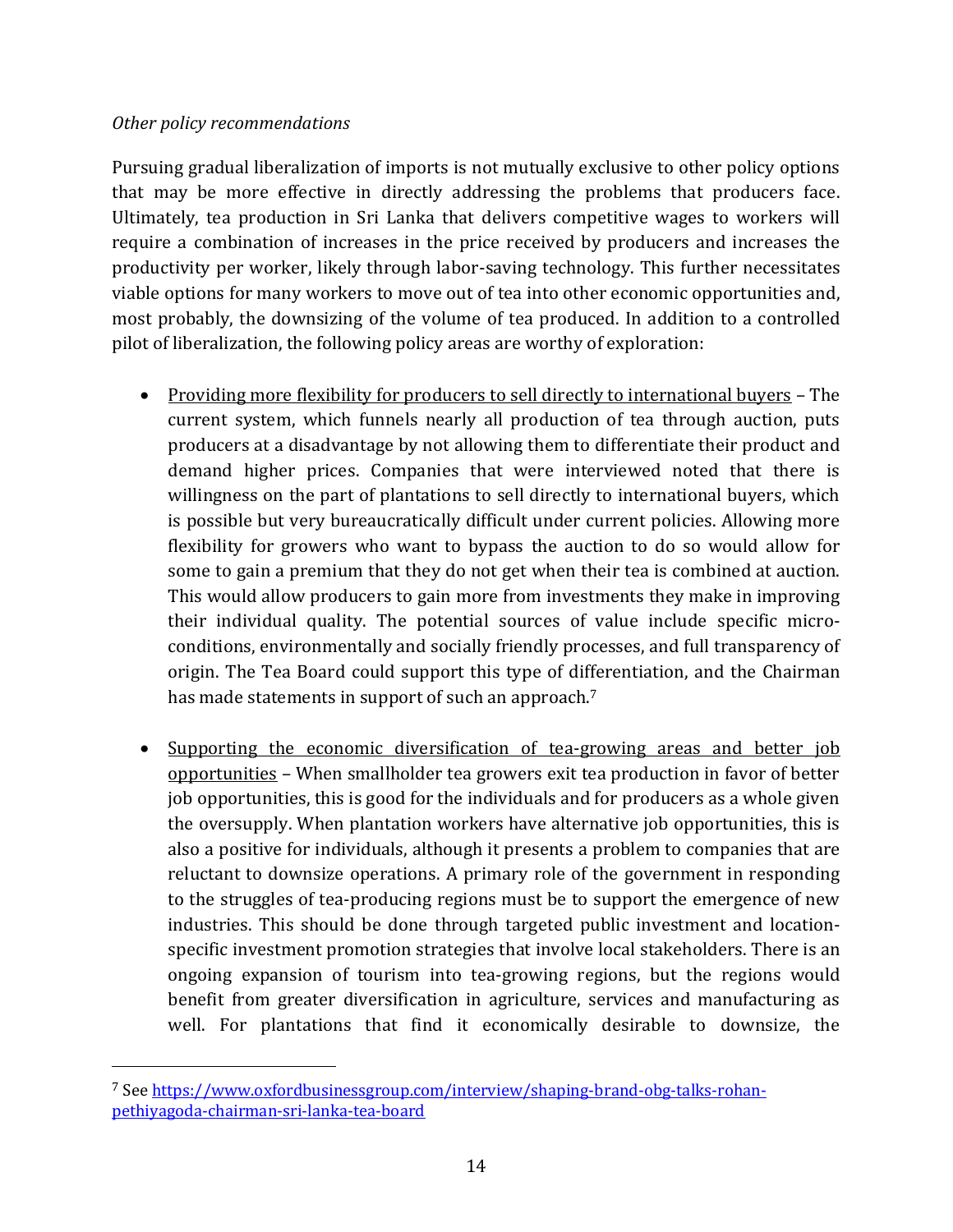*Other policy recommendations*

Pursuing gradual liberalization of imports is not mutually exclusive to other policy options that may be more effective in directly addressing the problems that producers face. Ultimately, tea production in Sri Lanka that delivers competitive wages to workers will require a combination of increases in the price received by producers and increases the productivity per worker, likely through labor-saving technology. This further necessitates viable options for many workers to move out of tea into other economic opportunities and, most probably, the downsizing of the volume of tea produced. In addition to a controlled pilot of liberalization, the following policy areas are worthy of exploration:

- <u>Providing more flexibility for producers to sell directly to international buyers</u> – The current system, which funnels nearly all production of tea through auction, puts producers at a disadvantage by not allowing them to differentiate their product and demand higher prices. Companies that were interviewed noted that there is willingness on the part of plantations to sell directly to international buyers, which is possible but very bureaucratically difficult under current policies. Allowing more flexibility for growers who want to bypass the auction to do so would allow for some to gain a premium that they do not get when their tea is combined at auction. This would allow producers to gain more from investments they make in improving their individual quality. The potential sources of value include specific micro-conditions, environmentally and socially friendly processes, and full transparency of origin. The Tea Board could support this type of differentiation, and the Chairman has made statements in support of such an approach.[7]

- <u>Supporting the economic diversification of tea-growing areas and better job opportunities</u> – When smallholder tea growers exit tea production in favor of better job opportunities, this is good for the individuals and for producers as a whole given the oversupply. When plantation workers have alternative job opportunities, this is also a positive for individuals, although it presents a problem to companies that are reluctant to downsize operations. A primary role of the government in responding to the struggles of tea-producing regions must be to support the emergence of new industries. This should be done through targeted public investment and location-specific investment promotion strategies that involve local stakeholders. There is an ongoing expansion of tourism into tea-growing regions, but the regions would benefit from greater diversification in agriculture, services and manufacturing as well. For plantations that find it economically desirable to downsize, the

[7] See https://www.oxfordbusinessgroup.com/interview/shaping-brand-obg-talks-rohan-pethiyagoda-chairman-sri-lanka-tea-board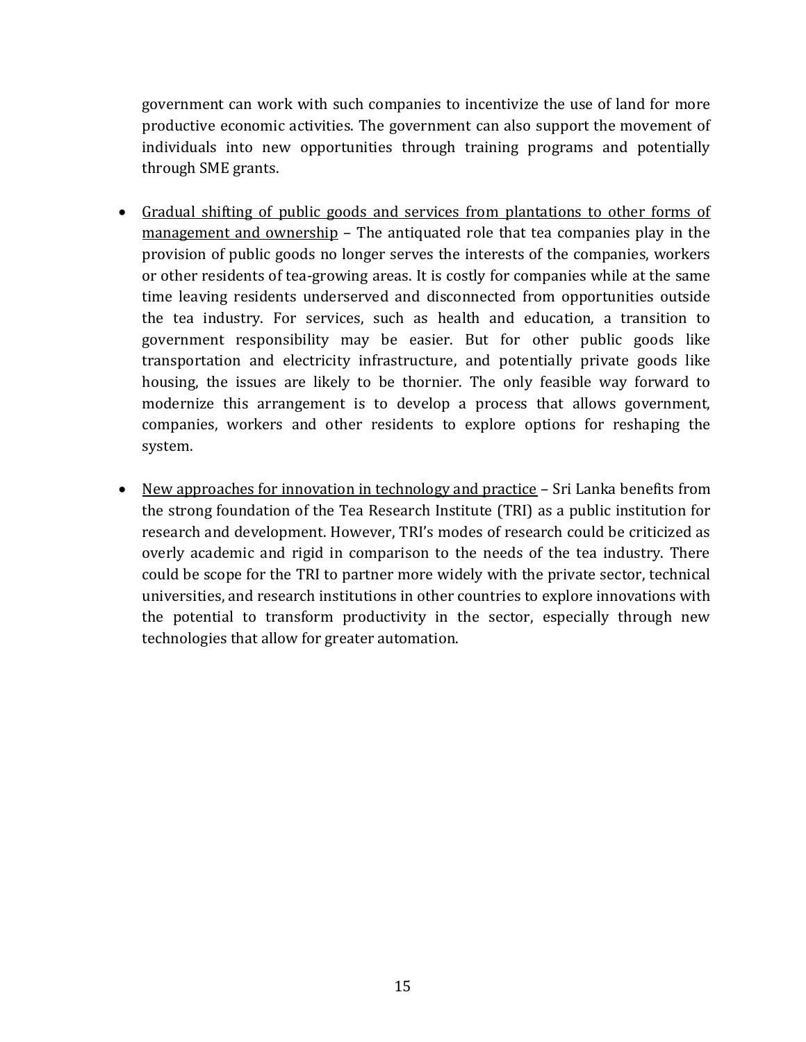government can work with such companies to incentivize the use of land for more productive economic activities. The government can also support the movement of individuals into new opportunities through training programs and potentially through SME grants.

- <u>Gradual shifting of public goods and services from plantations to other forms of management and ownership</u> – The antiquated role that tea companies play in the provision of public goods no longer serves the interests of the companies, workers or other residents of tea-growing areas. It is costly for companies while at the same time leaving residents underserved and disconnected from opportunities outside the tea industry. For services, such as health and education, a transition to government responsibility may be easier. But for other public goods like transportation and electricity infrastructure, and potentially private goods like housing, the issues are likely to be thornier. The only feasible way forward to modernize this arrangement is to develop a process that allows government, companies, workers and other residents to explore options for reshaping the system.

- <u>New approaches for innovation in technology and practice</u> – Sri Lanka benefits from the strong foundation of the Tea Research Institute (TRI) as a public institution for research and development. However, TRI's modes of research could be criticized as overly academic and rigid in comparison to the needs of the tea industry. There could be scope for the TRI to partner more widely with the private sector, technical universities, and research institutions in other countries to explore innovations with the potential to transform productivity in the sector, especially through new technologies that allow for greater automation.